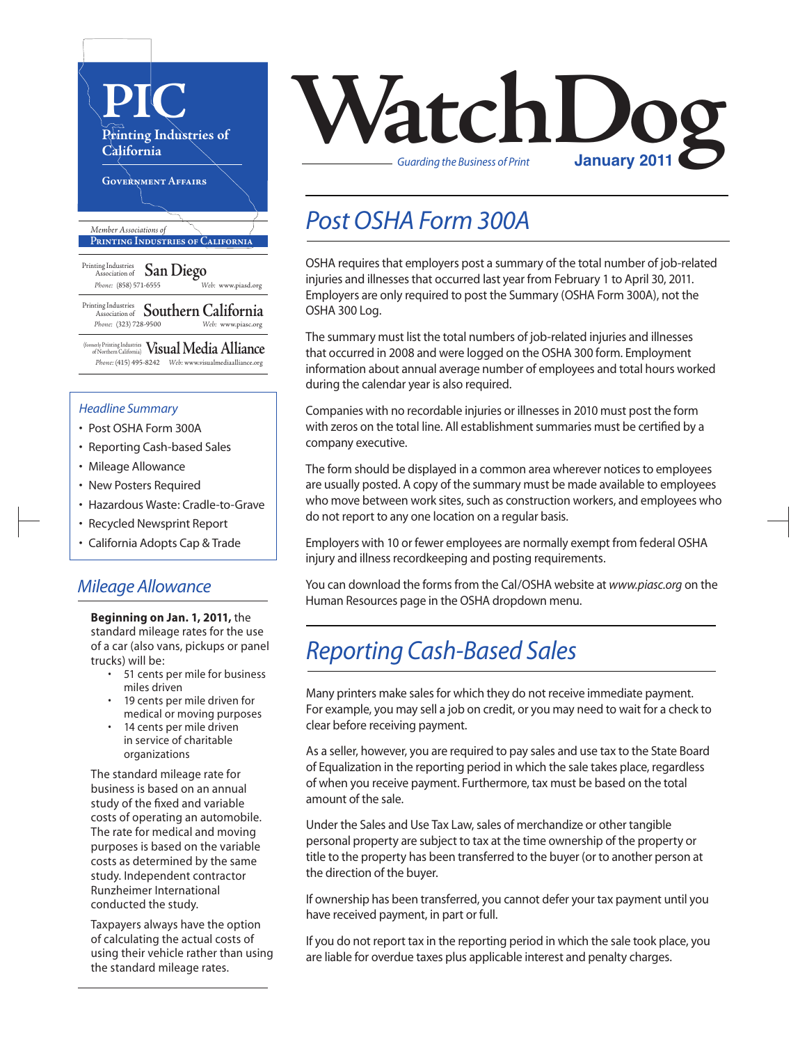# PIC

Printing Industries of California

Government Affairs

*Member Associations of*
**Printing Industries of California**

Printing Industries Association of **San Diego**
*Phone:* (858) 571-6555 *Web:* www.piasd.org

Printing Industries Association of **Southern California**
*Phone:* (323) 728-9500 *Web:* www.piasc.org

(formerly Printing Industries of Northern California) **Visual Media Alliance**
*Phone:* (415) 495-8242 *Web:* www.visualmediaalliance.org

# WatchDog

*Guarding the Business of Print*

**January 2011**

*Headline Summary*

- Post OSHA Form 300A
- Reporting Cash-based Sales
- Mileage Allowance
- New Posters Required
- Hazardous Waste: Cradle-to-Grave
- Recycled Newsprint Report
- California Adopts Cap & Trade

## *Post OSHA Form 300A*

OSHA requires that employers post a summary of the total number of job-related injuries and illnesses that occurred last year from February 1 to April 30, 2011. Employers are only required to post the Summary (OSHA Form 300A), not the OSHA 300 Log.

The summary must list the total numbers of job-related injuries and illnesses that occurred in 2008 and were logged on the OSHA 300 form. Employment information about annual average number of employees and total hours worked during the calendar year is also required.

Companies with no recordable injuries or illnesses in 2010 must post the form with zeros on the total line. All establishment summaries must be certified by a company executive.

The form should be displayed in a common area wherever notices to employees are usually posted. A copy of the summary must be made available to employees who move between work sites, such as construction workers, and employees who do not report to any one location on a regular basis.

Employers with 10 or fewer employees are normally exempt from federal OSHA injury and illness recordkeeping and posting requirements.

You can download the forms from the Cal/OSHA website at *www.piasc.org* on the Human Resources page in the OSHA dropdown menu.

## *Reporting Cash-Based Sales*

Many printers make sales for which they do not receive immediate payment. For example, you may sell a job on credit, or you may need to wait for a check to clear before receiving payment.

As a seller, however, you are required to pay sales and use tax to the State Board of Equalization in the reporting period in which the sale takes place, regardless of when you receive payment. Furthermore, tax must be based on the total amount of the sale.

Under the Sales and Use Tax Law, sales of merchandize or other tangible personal property are subject to tax at the time ownership of the property or title to the property has been transferred to the buyer (or to another person at the direction of the buyer.

If ownership has been transferred, you cannot defer your tax payment until you have received payment, in part or full.

If you do not report tax in the reporting period in which the sale took place, you are liable for overdue taxes plus applicable interest and penalty charges.

## *Mileage Allowance*

**Beginning on Jan. 1, 2011,** the standard mileage rates for the use of a car (also vans, pickups or panel trucks) will be:

- 51 cents per mile for business miles driven
- 19 cents per mile driven for medical or moving purposes
- 14 cents per mile driven in service of charitable organizations

The standard mileage rate for business is based on an annual study of the fixed and variable costs of operating an automobile. The rate for medical and moving purposes is based on the variable costs as determined by the same study. Independent contractor Runzheimer International conducted the study.

Taxpayers always have the option of calculating the actual costs of using their vehicle rather than using the standard mileage rates.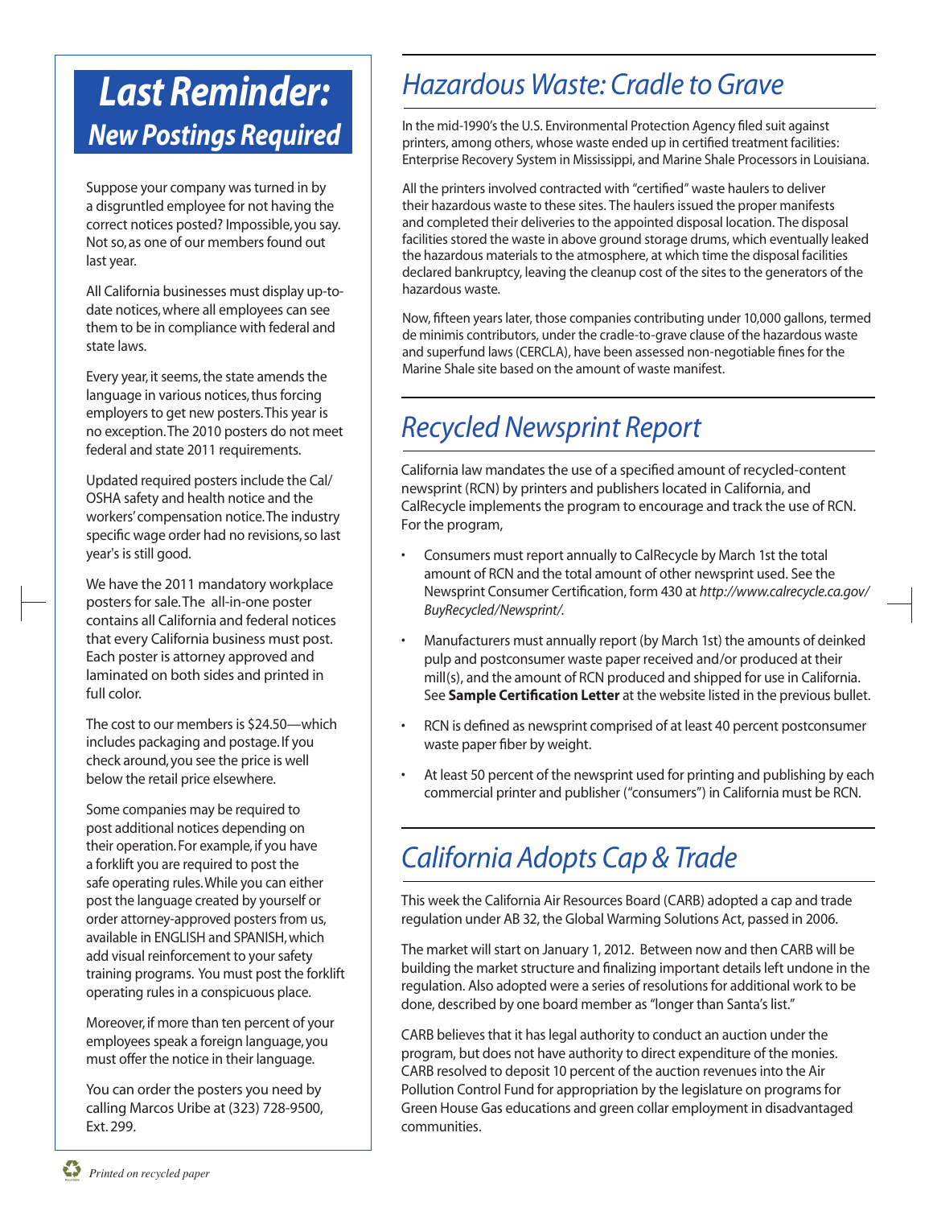# Last Reminder: New Postings Required

Suppose your company was turned in by a disgruntled employee for not having the correct notices posted? Impossible, you say. Not so, as one of our members found out last year.

All California businesses must display up-to-date notices, where all employees can see them to be in compliance with federal and state laws.

Every year, it seems, the state amends the language in various notices, thus forcing employers to get new posters. This year is no exception. The 2010 posters do not meet federal and state 2011 requirements.

Updated required posters include the Cal/OSHA safety and health notice and the workers' compensation notice. The industry specific wage order had no revisions, so last year's is still good.

We have the 2011 mandatory workplace posters for sale. The all-in-one poster contains all California and federal notices that every California business must post. Each poster is attorney approved and laminated on both sides and printed in full color.

The cost to our members is $24.50—which includes packaging and postage. If you check around, you see the price is well below the retail price elsewhere.

Some companies may be required to post additional notices depending on their operation. For example, if you have a forklift you are required to post the safe operating rules. While you can either post the language created by yourself or order attorney-approved posters from us, available in ENGLISH and SPANISH, which add visual reinforcement to your safety training programs. You must post the forklift operating rules in a conspicuous place.

Moreover, if more than ten percent of your employees speak a foreign language, you must offer the notice in their language.

You can order the posters you need by calling Marcos Uribe at (323) 728-9500, Ext. 299.

# Hazardous Waste: Cradle to Grave

In the mid-1990's the U.S. Environmental Protection Agency filed suit against printers, among others, whose waste ended up in certified treatment facilities: Enterprise Recovery System in Mississippi, and Marine Shale Processors in Louisiana.

All the printers involved contracted with "certified" waste haulers to deliver their hazardous waste to these sites. The haulers issued the proper manifests and completed their deliveries to the appointed disposal location. The disposal facilities stored the waste in above ground storage drums, which eventually leaked the hazardous materials to the atmosphere, at which time the disposal facilities declared bankruptcy, leaving the cleanup cost of the sites to the generators of the hazardous waste.

Now, fifteen years later, those companies contributing under 10,000 gallons, termed de minimis contributors, under the cradle-to-grave clause of the hazardous waste and superfund laws (CERCLA), have been assessed non-negotiable fines for the Marine Shale site based on the amount of waste manifest.

# Recycled Newsprint Report

California law mandates the use of a specified amount of recycled-content newsprint (RCN) by printers and publishers located in California, and CalRecycle implements the program to encourage and track the use of RCN. For the program,

- Consumers must report annually to CalRecycle by March 1st the total amount of RCN and the total amount of other newsprint used. See the Newsprint Consumer Certification, form 430 at *http://www.calrecycle.ca.gov/BuyRecycled/Newsprint/.*
- Manufacturers must annually report (by March 1st) the amounts of deinked pulp and postconsumer waste paper received and/or produced at their mill(s), and the amount of RCN produced and shipped for use in California. See **Sample Certification Letter** at the website listed in the previous bullet.
- RCN is defined as newsprint comprised of at least 40 percent postconsumer waste paper fiber by weight.
- At least 50 percent of the newsprint used for printing and publishing by each commercial printer and publisher ("consumers") in California must be RCN.

# California Adopts Cap & Trade

This week the California Air Resources Board (CARB) adopted a cap and trade regulation under AB 32, the Global Warming Solutions Act, passed in 2006.

The market will start on January 1, 2012. Between now and then CARB will be building the market structure and finalizing important details left undone in the regulation. Also adopted were a series of resolutions for additional work to be done, described by one board member as "longer than Santa's list."

CARB believes that it has legal authority to conduct an auction under the program, but does not have authority to direct expenditure of the monies. CARB resolved to deposit 10 percent of the auction revenues into the Air Pollution Control Fund for appropriation by the legislature on programs for Green House Gas educations and green collar employment in disadvantaged communities.

*Printed on recycled paper*